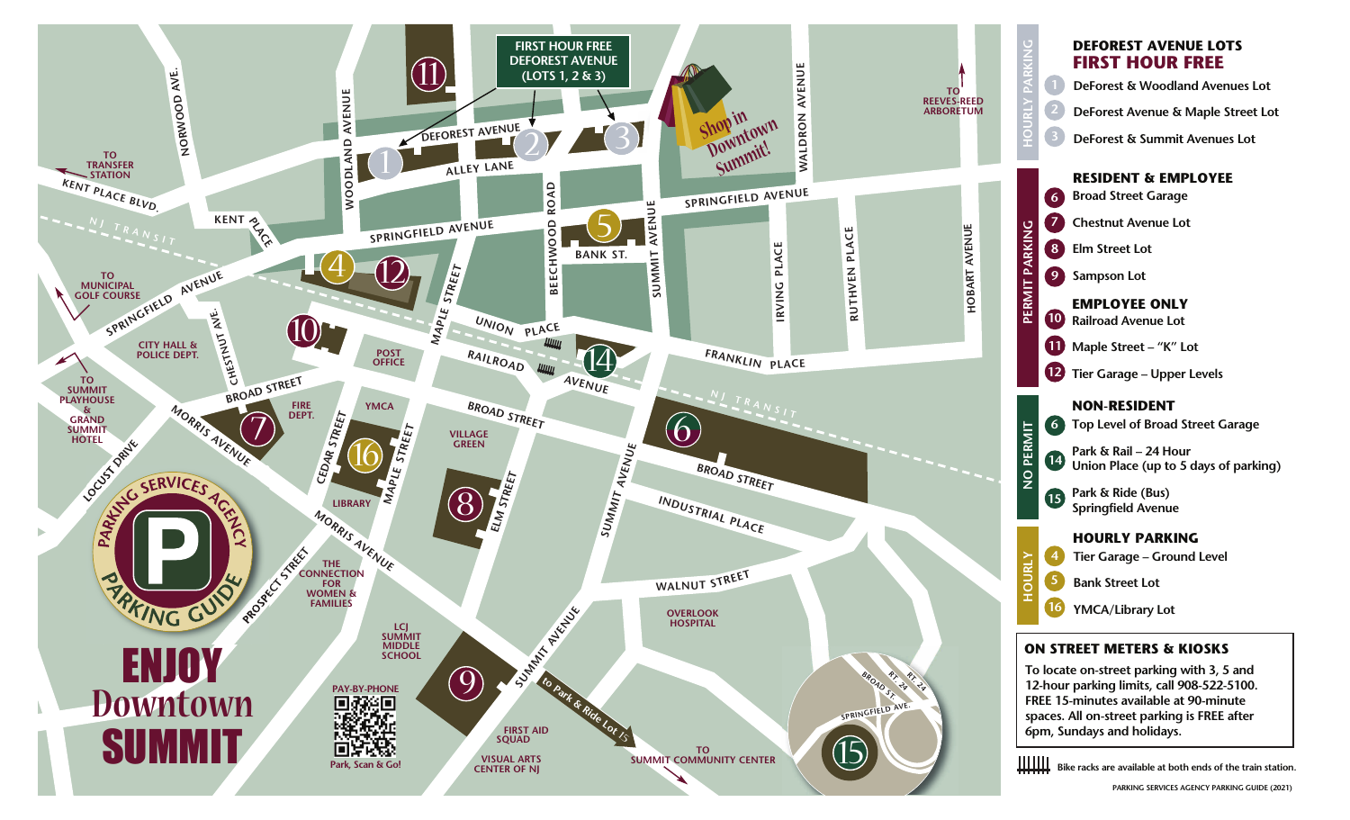# ENJOY Downtown SUMMIT

PARKING SERVICES AGENCY PARKING GUIDE

## HOURLY PARKING

### DEFOREST AVENUE LOTS FIRST HOUR FREE

1. DeForest & Woodland Avenues Lot
2. DeForest Avenue & Maple Street Lot
3. DeForest & Summit Avenues Lot

## PERMIT PARKING

### RESIDENT & EMPLOYEE

6. Broad Street Garage
7. Chestnut Avenue Lot
8. Elm Street Lot
9. Sampson Lot

### EMPLOYEE ONLY

10. Railroad Avenue Lot
11. Maple Street – "K" Lot
12. Tier Garage – Upper Levels

## NO PERMIT

### NON-RESIDENT

6. Top Level of Broad Street Garage
14. Park & Rail – 24 Hour Union Place (up to 5 days of parking)
15. Park & Ride (Bus) Springfield Avenue

## HOURLY

### HOURLY PARKING

4. Tier Garage – Ground Level
5. Bank Street Lot
16. YMCA/Library Lot

## ON STREET METERS & KIOSKS

To locate on-street parking with 3, 5 and 12-hour parking limits, call 908-522-5100. FREE 15-minutes available at 90-minute spaces. All on-street parking is FREE after 6pm, Sundays and holidays.

Bike racks are available at both ends of the train station.

PAY-BY-PHONE — Park, Scan & Go!

PARKING SERVICES AGENCY PARKING GUIDE (2021)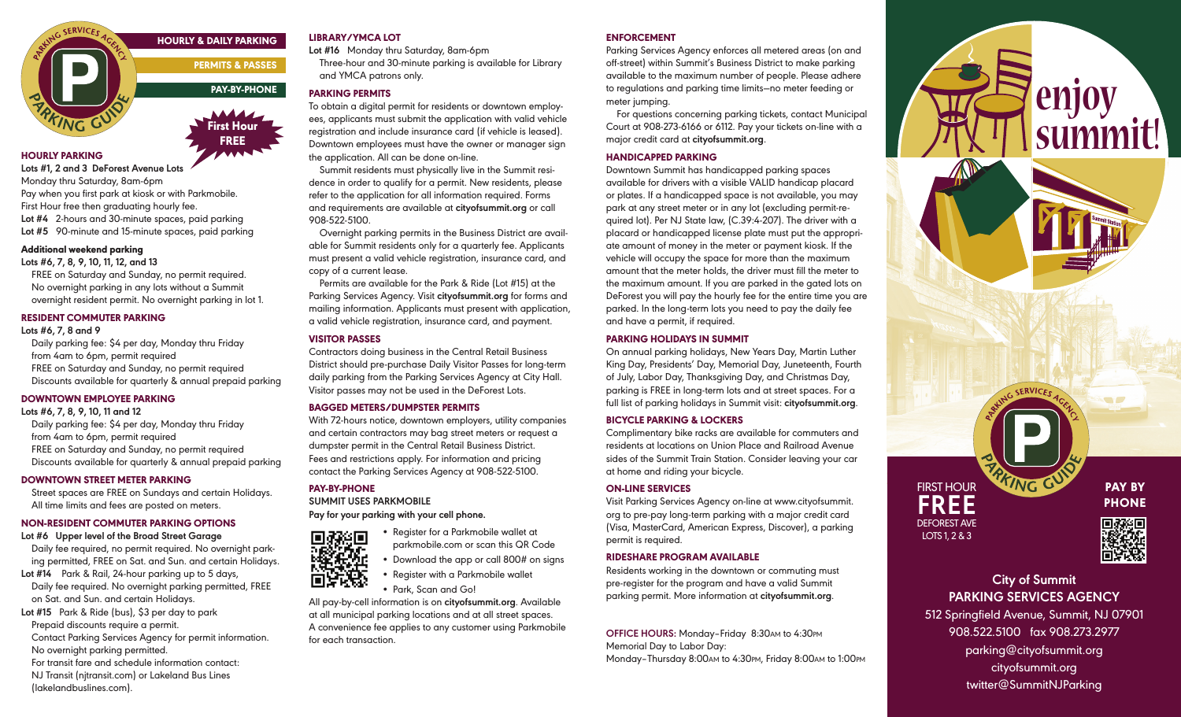# PARKING GUIDE

PARKING SERVICES AGENCY

**HOURLY & DAILY PARKING**

**PERMITS & PASSES**

**PAY-BY-PHONE**

**First Hour FREE**

## HOURLY PARKING

**Lots #1, 2 and 3 DeForest Avenue Lots**
Monday thru Saturday, 8am-6pm
Pay when you first park at kiosk or with Parkmobile.
First Hour free then graduating hourly fee.
**Lot #4** 2-hours and 30-minute spaces, paid parking
**Lot #5** 90-minute and 15-minute spaces, paid parking

### Additional weekend parking

**Lots #6, 7, 8, 9, 10, 11, 12, and 13**
FREE on Saturday and Sunday, no permit required.
No overnight parking in any lots without a Summit overnight resident permit. No overnight parking in lot 1.

## RESIDENT COMMUTER PARKING

**Lots #6, 7, 8 and 9**
Daily parking fee: $4 per day, Monday thru Friday from 4am to 6pm, permit required
FREE on Saturday and Sunday, no permit required
Discounts available for quarterly & annual prepaid parking

## DOWNTOWN EMPLOYEE PARKING

**Lots #6, 7, 8, 9, 10, 11 and 12**
Daily parking fee: $4 per day, Monday thru Friday from 4am to 6pm, permit required
FREE on Saturday and Sunday, no permit required
Discounts available for quarterly & annual prepaid parking

## DOWNTOWN STREET METER PARKING

Street spaces are FREE on Sundays and certain Holidays.
All time limits and fees are posted on meters.

## NON-RESIDENT COMMUTER PARKING OPTIONS

**Lot #6** Upper level of the Broad Street Garage
Daily fee required, no permit required. No overnight parking permitted, FREE on Sat. and Sun. and certain Holidays.
**Lot #14** Park & Rail, 24-hour parking up to 5 days,
Daily fee required. No overnight parking permitted, FREE on Sat. and Sun. and certain Holidays.
**Lot #15** Park & Ride (bus), $3 per day to park
Prepaid discounts require a permit.
Contact Parking Services Agency for permit information.
No overnight parking permitted.
For transit fare and schedule information contact:
NJ Transit (njtransit.com) or Lakeland Bus Lines (lakelandbuslines.com).

## LIBRARY/YMCA LOT

**Lot #16** Monday thru Saturday, 8am-6pm
Three-hour and 30-minute parking is available for Library and YMCA patrons only.

## PARKING PERMITS

To obtain a digital permit for residents or downtown employees, applicants must submit the application with valid vehicle registration and include insurance card (if vehicle is leased). Downtown employees must have the owner or manager sign the application. All can be done on-line.

Summit residents must physically live in the Summit residence in order to qualify for a permit. New residents, please refer to the application for all information required. Forms and requirements are available at **cityofsummit.org** or call 908-522-5100.

Overnight parking permits in the Business District are available for Summit residents only for a quarterly fee. Applicants must present a valid vehicle registration, insurance card, and copy of a current lease.

Permits are available for the Park & Ride (Lot #15) at the Parking Services Agency. Visit **cityofsummit.org** for forms and mailing information. Applicants must present with application, a valid vehicle registration, insurance card, and payment.

## VISITOR PASSES

Contractors doing business in the Central Retail Business District should pre-purchase Daily Visitor Passes for long-term daily parking from the Parking Services Agency at City Hall. Visitor passes may not be used in the DeForest Lots.

## BAGGED METERS/DUMPSTER PERMITS

With 72-hours notice, downtown employers, utility companies and certain contractors may bag street meters or request a dumpster permit in the Central Retail Business District. Fees and restrictions apply. For information and pricing contact the Parking Services Agency at 908-522-5100.

## PAY-BY-PHONE

**SUMMIT USES PARKMOBILE**
**Pay for your parking with your cell phone.**

- Register for a Parkmobile wallet at parkmobile.com or scan this QR Code
- Download the app or call 800# on signs
- Register with a Parkmobile wallet
- Park, Scan and Go!

All pay-by-cell information is on **cityofsummit.org**. Available at all municipal parking locations and at all street spaces. A convenience fee applies to any customer using Parkmobile for each transaction.

## ENFORCEMENT

Parking Services Agency enforces all metered areas (on and off-street) within Summit's Business District to make parking available to the maximum number of people. Please adhere to regulations and parking time limits—no meter feeding or meter jumping.

For questions concerning parking tickets, contact Municipal Court at 908-273-6166 or 6112. Pay your tickets on-line with a major credit card at **cityofsummit.org**.

## HANDICAPPED PARKING

Downtown Summit has handicapped parking spaces available for drivers with a visible VALID handicap placard or plates. If a handicapped space is not available, you may park at any street meter or in any lot (excluding permit-required lot). Per NJ State law, (C.39:4-207). The driver with a placard or handicapped license plate must put the appropriate amount of money in the meter or payment kiosk. If the vehicle will occupy the space for more than the maximum amount that the meter holds, the driver must fill the meter to the maximum amount. If you are parked in the gated lots on DeForest you will pay the hourly fee for the entire time you are parked. In the long-term lots you need to pay the daily fee and have a permit, if required.

## PARKING HOLIDAYS IN SUMMIT

On annual parking holidays, New Years Day, Martin Luther King Day, Presidents' Day, Memorial Day, Juneteenth, Fourth of July, Labor Day, Thanksgiving Day, and Christmas Day, parking is FREE in long-term lots and at street spaces. For a full list of parking holidays in Summit visit: **cityofsummit.org**.

## BICYCLE PARKING & LOCKERS

Complimentary bike racks are available for commuters and residents at locations on Union Place and Railroad Avenue sides of the Summit Train Station. Consider leaving your car at home and riding your bicycle.

## ON-LINE SERVICES

Visit Parking Services Agency on-line at www.cityofsummit.org to pre-pay long-term parking with a major credit card (Visa, MasterCard, American Express, Discover), a parking permit is required.

## RIDESHARE PROGRAM AVAILABLE

Residents working in the downtown or commuting must pre-register for the program and have a valid Summit parking permit. More information at **cityofsummit.org**.

**OFFICE HOURS:** Monday–Friday 8:30AM to 4:30PM
Memorial Day to Labor Day:
Monday–Thursday 8:00AM to 4:30PM, Friday 8:00AM to 1:00PM

# enjoy summit!

PARKING SERVICES AGENCY
PARKING GUIDE

FIRST HOUR
**FREE**
DEFOREST AVE
LOTS 1, 2 & 3

**PAY BY PHONE**

**City of Summit**
**PARKING SERVICES AGENCY**
512 Springfield Avenue, Summit, NJ 07901
908.522.5100 fax 908.273.2977
parking@cityofsummit.org
cityofsummit.org
twitter@SummitNJParking